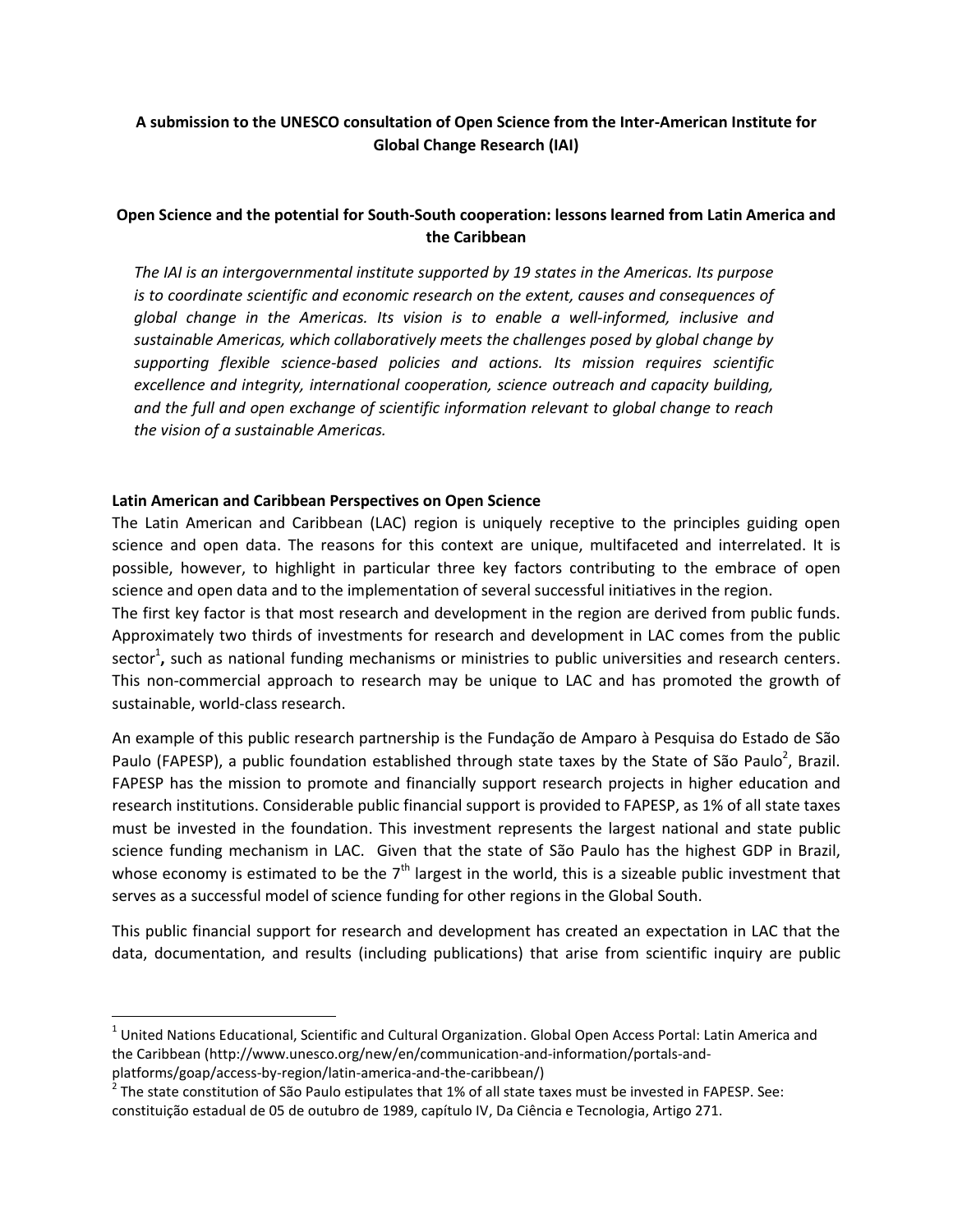**A submission to the UNESCO consultation of Open Science from the Inter-American Institute for Global Change Research (IAI)**

**Open Science and the potential for South-South cooperation: lessons learned from Latin America and the Caribbean**

*The IAI is an intergovernmental institute supported by 19 states in the Americas. Its purpose is to coordinate scientific and economic research on the extent, causes and consequences of global change in the Americas. Its vision is to enable a well-informed, inclusive and sustainable Americas, which collaboratively meets the challenges posed by global change by supporting flexible science-based policies and actions. Its mission requires scientific excellence and integrity, international cooperation, science outreach and capacity building, and the full and open exchange of scientific information relevant to global change to reach the vision of a sustainable Americas.*

## Latin American and Caribbean Perspectives on Open Science

The Latin American and Caribbean (LAC) region is uniquely receptive to the principles guiding open science and open data. The reasons for this context are unique, multifaceted and interrelated. It is possible, however, to highlight in particular three key factors contributing to the embrace of open science and open data and to the implementation of several successful initiatives in the region.

The first key factor is that most research and development in the region are derived from public funds. Approximately two thirds of investments for research and development in LAC comes from the public sector[1]**,** such as national funding mechanisms or ministries to public universities and research centers. This non-commercial approach to research may be unique to LAC and has promoted the growth of sustainable, world-class research.

An example of this public research partnership is the Fundação de Amparo à Pesquisa do Estado de São Paulo (FAPESP), a public foundation established through state taxes by the State of São Paulo[2], Brazil. FAPESP has the mission to promote and financially support research projects in higher education and research institutions. Considerable public financial support is provided to FAPESP, as 1% of all state taxes must be invested in the foundation. This investment represents the largest national and state public science funding mechanism in LAC. Given that the state of São Paulo has the highest GDP in Brazil, whose economy is estimated to be the 7th largest in the world, this is a sizeable public investment that serves as a successful model of science funding for other regions in the Global South.

This public financial support for research and development has created an expectation in LAC that the data, documentation, and results (including publications) that arise from scientific inquiry are public

---

[1] United Nations Educational, Scientific and Cultural Organization. Global Open Access Portal: Latin America and the Caribbean (http://www.unesco.org/new/en/communication-and-information/portals-and-platforms/goap/access-by-region/latin-america-and-the-caribbean/)

[2] The state constitution of São Paulo estipulates that 1% of all state taxes must be invested in FAPESP. See: constituição estadual de 05 de outubro de 1989, capítulo IV, Da Ciência e Tecnologia, Artigo 271.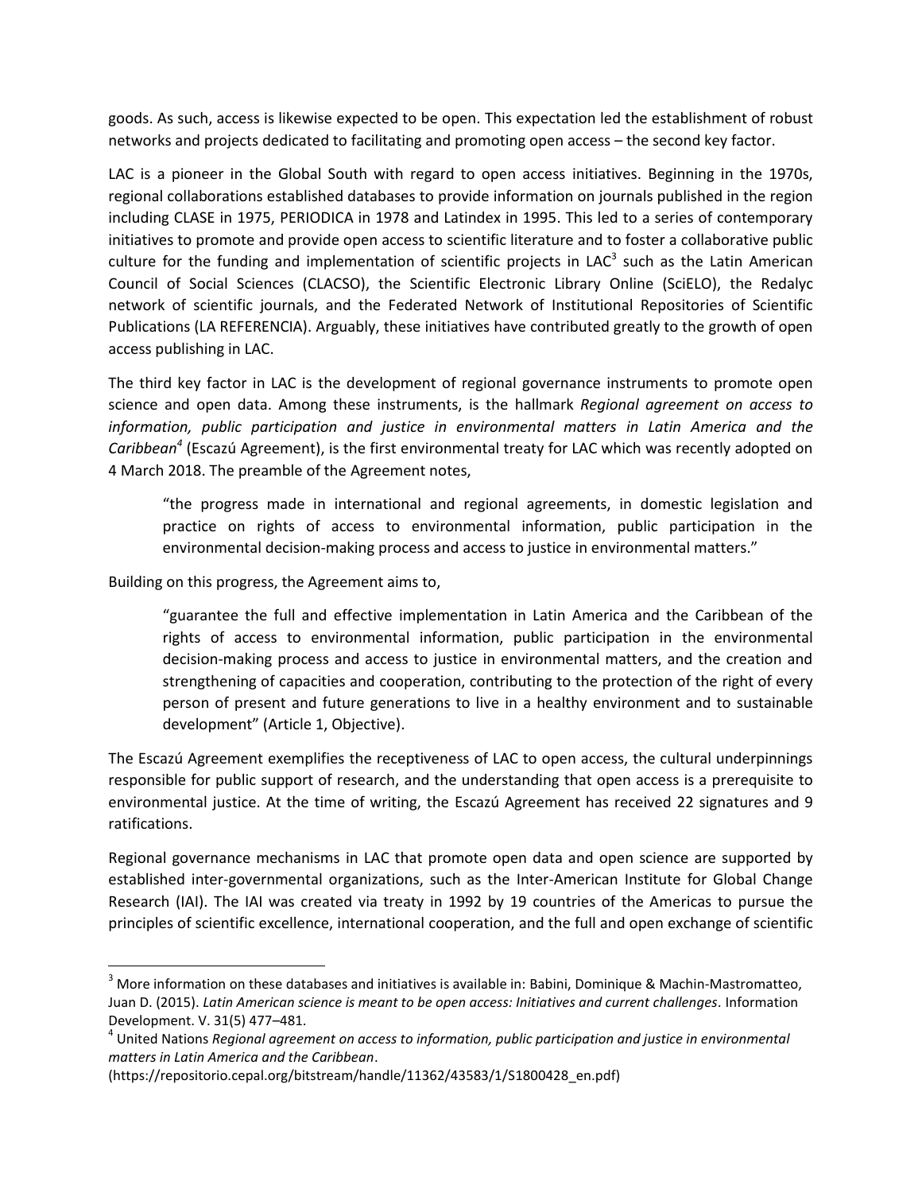goods. As such, access is likewise expected to be open. This expectation led the establishment of robust networks and projects dedicated to facilitating and promoting open access – the second key factor.

LAC is a pioneer in the Global South with regard to open access initiatives. Beginning in the 1970s, regional collaborations established databases to provide information on journals published in the region including CLASE in 1975, PERIODICA in 1978 and Latindex in 1995. This led to a series of contemporary initiatives to promote and provide open access to scientific literature and to foster a collaborative public culture for the funding and implementation of scientific projects in LAC[3] such as the Latin American Council of Social Sciences (CLACSO), the Scientific Electronic Library Online (SciELO), the Redalyc network of scientific journals, and the Federated Network of Institutional Repositories of Scientific Publications (LA REFERENCIA). Arguably, these initiatives have contributed greatly to the growth of open access publishing in LAC.

The third key factor in LAC is the development of regional governance instruments to promote open science and open data. Among these instruments, is the hallmark *Regional agreement on access to information, public participation and justice in environmental matters in Latin America and the Caribbean*[4] (Escazú Agreement), is the first environmental treaty for LAC which was recently adopted on 4 March 2018. The preamble of the Agreement notes,

> "the progress made in international and regional agreements, in domestic legislation and practice on rights of access to environmental information, public participation in the environmental decision-making process and access to justice in environmental matters."

Building on this progress, the Agreement aims to,

> "guarantee the full and effective implementation in Latin America and the Caribbean of the rights of access to environmental information, public participation in the environmental decision-making process and access to justice in environmental matters, and the creation and strengthening of capacities and cooperation, contributing to the protection of the right of every person of present and future generations to live in a healthy environment and to sustainable development" (Article 1, Objective).

The Escazú Agreement exemplifies the receptiveness of LAC to open access, the cultural underpinnings responsible for public support of research, and the understanding that open access is a prerequisite to environmental justice. At the time of writing, the Escazú Agreement has received 22 signatures and 9 ratifications.

Regional governance mechanisms in LAC that promote open data and open science are supported by established inter-governmental organizations, such as the Inter-American Institute for Global Change Research (IAI). The IAI was created via treaty in 1992 by 19 countries of the Americas to pursue the principles of scientific excellence, international cooperation, and the full and open exchange of scientific

---

[3] More information on these databases and initiatives is available in: Babini, Dominique & Machin-Mastromatteo, Juan D. (2015). *Latin American science is meant to be open access: Initiatives and current challenges*. Information Development. V. 31(5) 477–481.

[4] United Nations *Regional agreement on access to information, public participation and justice in environmental matters in Latin America and the Caribbean*. (https://repositorio.cepal.org/bitstream/handle/11362/43583/1/S1800428_en.pdf)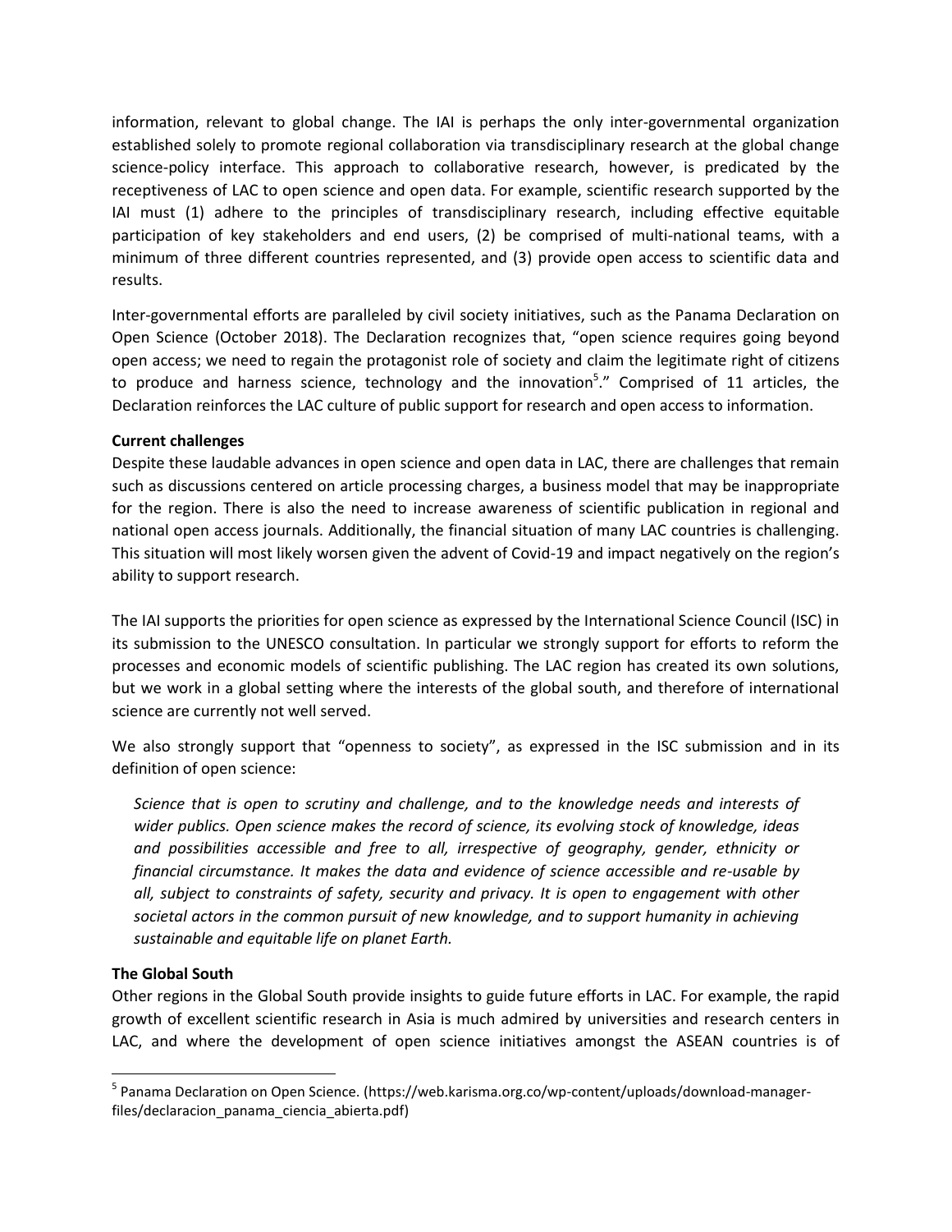information, relevant to global change. The IAI is perhaps the only inter-governmental organization established solely to promote regional collaboration via transdisciplinary research at the global change science-policy interface. This approach to collaborative research, however, is predicated by the receptiveness of LAC to open science and open data. For example, scientific research supported by the IAI must (1) adhere to the principles of transdisciplinary research, including effective equitable participation of key stakeholders and end users, (2) be comprised of multi-national teams, with a minimum of three different countries represented, and (3) provide open access to scientific data and results.

Inter-governmental efforts are paralleled by civil society initiatives, such as the Panama Declaration on Open Science (October 2018). The Declaration recognizes that, "open science requires going beyond open access; we need to regain the protagonist role of society and claim the legitimate right of citizens to produce and harness science, technology and the innovation[5]." Comprised of 11 articles, the Declaration reinforces the LAC culture of public support for research and open access to information.

**Current challenges**

Despite these laudable advances in open science and open data in LAC, there are challenges that remain such as discussions centered on article processing charges, a business model that may be inappropriate for the region. There is also the need to increase awareness of scientific publication in regional and national open access journals. Additionally, the financial situation of many LAC countries is challenging. This situation will most likely worsen given the advent of Covid-19 and impact negatively on the region's ability to support research.

The IAI supports the priorities for open science as expressed by the International Science Council (ISC) in its submission to the UNESCO consultation. In particular we strongly support for efforts to reform the processes and economic models of scientific publishing. The LAC region has created its own solutions, but we work in a global setting where the interests of the global south, and therefore of international science are currently not well served.

We also strongly support that "openness to society", as expressed in the ISC submission and in its definition of open science:

> *Science that is open to scrutiny and challenge, and to the knowledge needs and interests of wider publics. Open science makes the record of science, its evolving stock of knowledge, ideas and possibilities accessible and free to all, irrespective of geography, gender, ethnicity or financial circumstance. It makes the data and evidence of science accessible and re-usable by all, subject to constraints of safety, security and privacy. It is open to engagement with other societal actors in the common pursuit of new knowledge, and to support humanity in achieving sustainable and equitable life on planet Earth.*

**The Global South**

Other regions in the Global South provide insights to guide future efforts in LAC. For example, the rapid growth of excellent scientific research in Asia is much admired by universities and research centers in LAC, and where the development of open science initiatives amongst the ASEAN countries is of

[5] Panama Declaration on Open Science. (https://web.karisma.org.co/wp-content/uploads/download-manager-files/declaracion_panama_ciencia_abierta.pdf)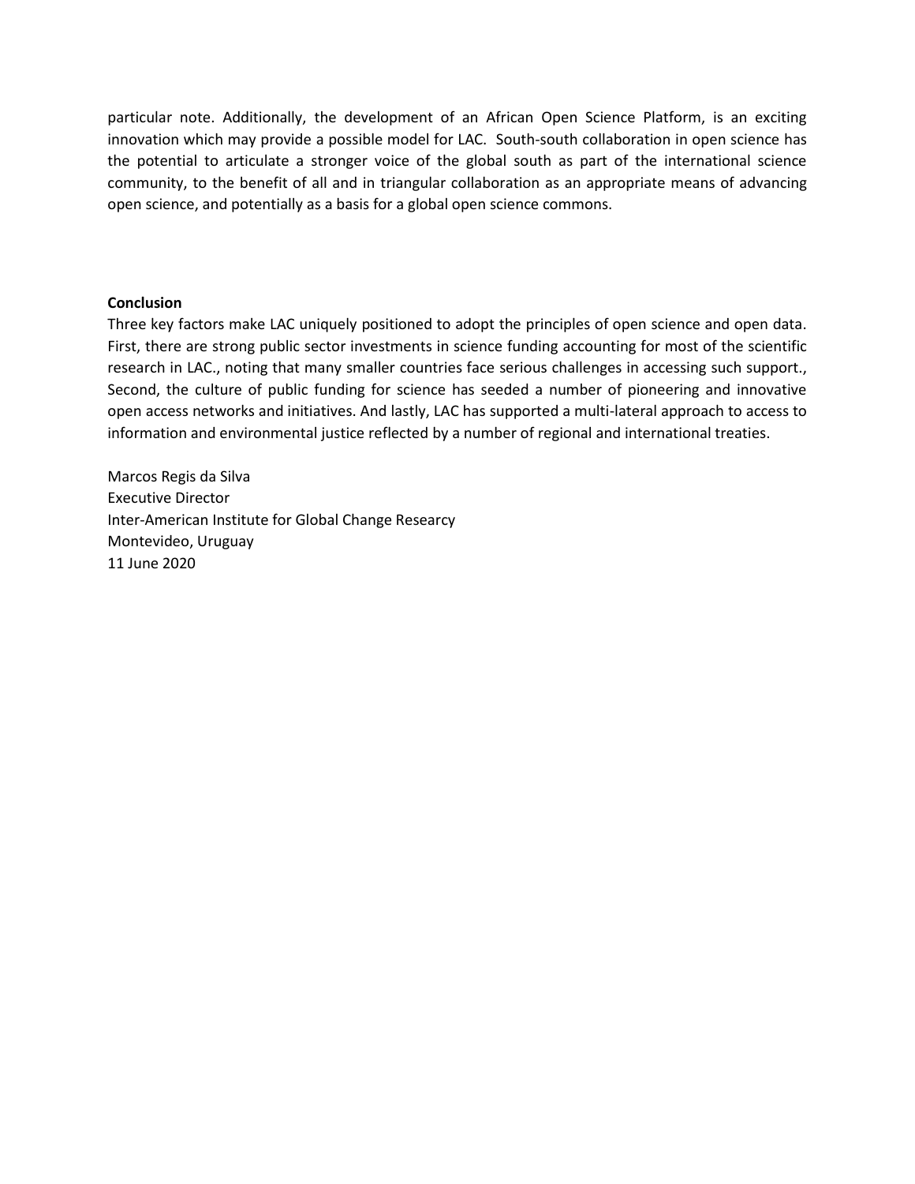particular note. Additionally, the development of an African Open Science Platform, is an exciting innovation which may provide a possible model for LAC. South-south collaboration in open science has the potential to articulate a stronger voice of the global south as part of the international science community, to the benefit of all and in triangular collaboration as an appropriate means of advancing open science, and potentially as a basis for a global open science commons.

**Conclusion**

Three key factors make LAC uniquely positioned to adopt the principles of open science and open data. First, there are strong public sector investments in science funding accounting for most of the scientific research in LAC., noting that many smaller countries face serious challenges in accessing such support., Second, the culture of public funding for science has seeded a number of pioneering and innovative open access networks and initiatives. And lastly, LAC has supported a multi-lateral approach to access to information and environmental justice reflected by a number of regional and international treaties.

Marcos Regis da Silva
Executive Director
Inter-American Institute for Global Change Researcy
Montevideo, Uruguay
11 June 2020